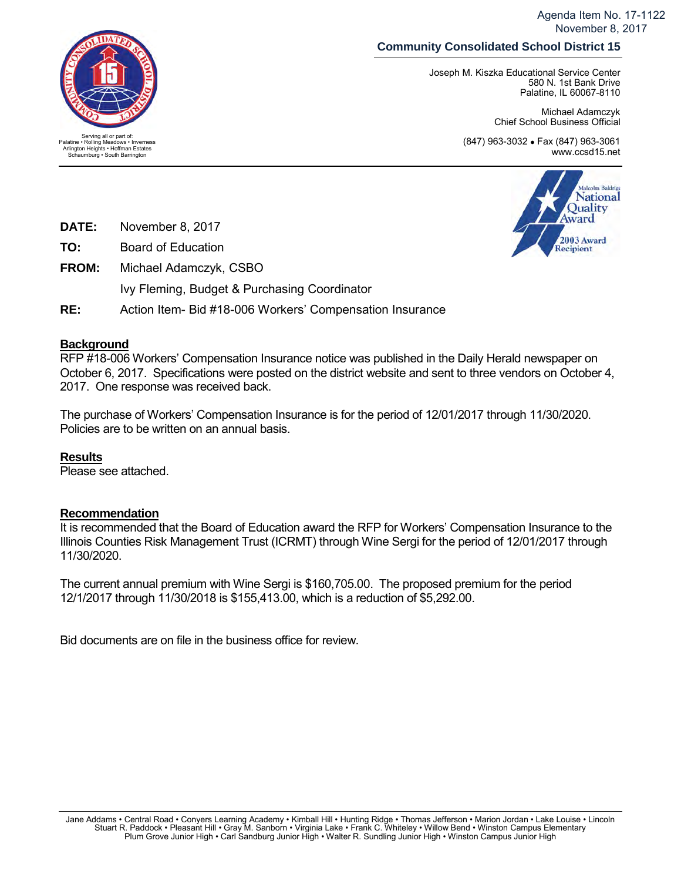Agenda Item No. 17-1122
November 8, 2017

**Community Consolidated School District 15**

Joseph M. Kiszka Educational Service Center
580 N. 1st Bank Drive
Palatine, IL 60067-8110

Michael Adamczyk
Chief School Business Official

(847) 963-3032 • Fax (847) 963-3061
www.ccsd15.net

Serving all or part of:
Palatine • Rolling Meadows • Inverness
Arlington Heights • Hoffman Estates
Schaumburg • South Barrington

Malcolm Baldrige National Quality Award 2003 Award Recipient

**DATE:** November 8, 2017

**TO:** Board of Education

**FROM:** Michael Adamczyk, CSBO

Ivy Fleming, Budget & Purchasing Coordinator

**RE:** Action Item- Bid #18-006 Workers' Compensation Insurance

## Background

RFP #18-006 Workers' Compensation Insurance notice was published in the Daily Herald newspaper on October 6, 2017. Specifications were posted on the district website and sent to three vendors on October 4, 2017. One response was received back.

The purchase of Workers' Compensation Insurance is for the period of 12/01/2017 through 11/30/2020. Policies are to be written on an annual basis.

## Results

Please see attached.

## Recommendation

It is recommended that the Board of Education award the RFP for Workers' Compensation Insurance to the Illinois Counties Risk Management Trust (ICRMT) through Wine Sergi for the period of 12/01/2017 through 11/30/2020.

The current annual premium with Wine Sergi is $160,705.00. The proposed premium for the period 12/1/2017 through 11/30/2018 is $155,413.00, which is a reduction of $5,292.00.

Bid documents are on file in the business office for review.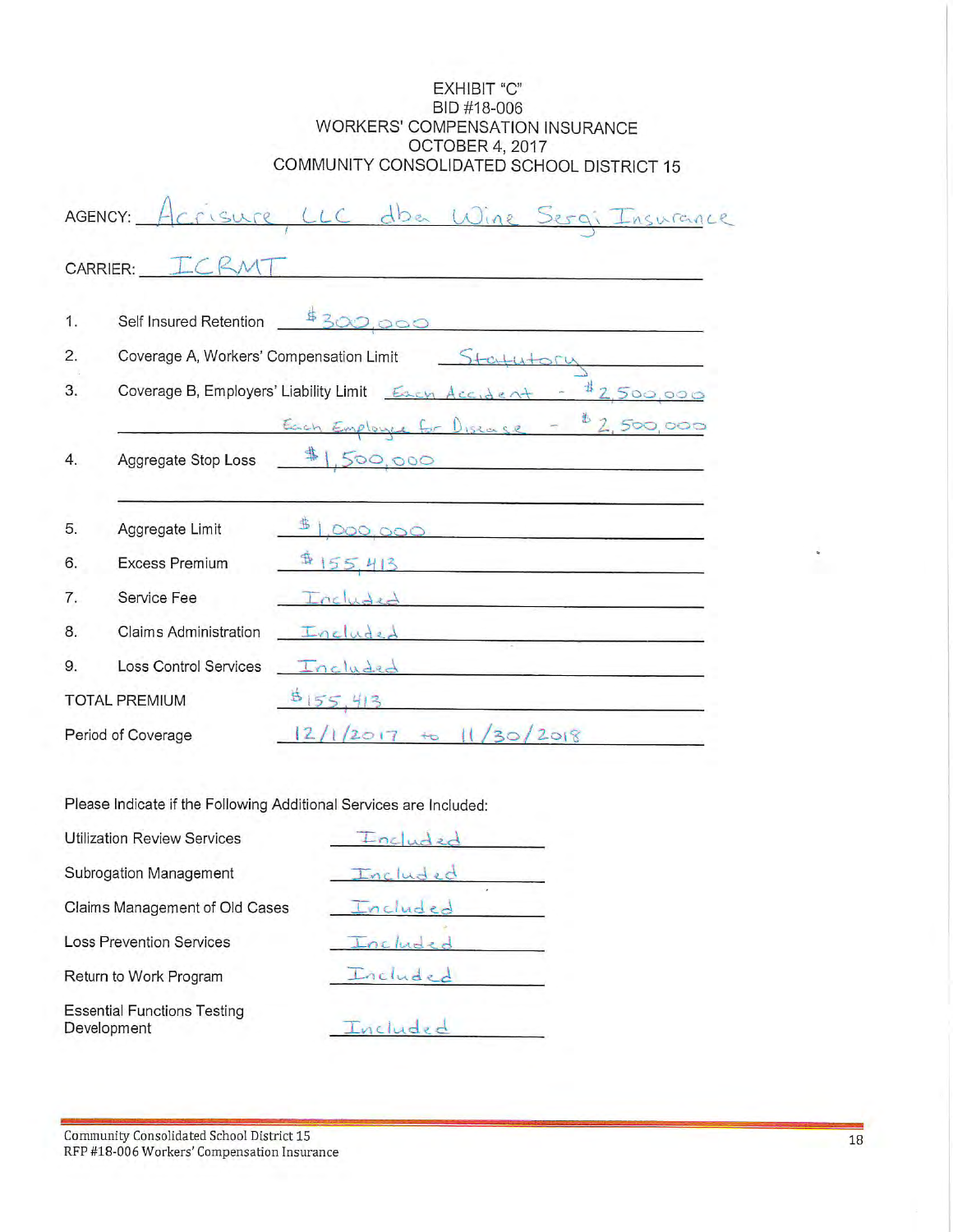EXHIBIT "C"
BID #18-006
WORKERS' COMPENSATION INSURANCE
OCTOBER 4, 2017
COMMUNITY CONSOLIDATED SCHOOL DISTRICT 15

AGENCY: Acrisure LLC dba Wine Sergi Insurance

CARRIER: ICRMT

1. Self Insured Retention $300,000
2. Coverage A, Workers' Compensation Limit Statutory
3. Coverage B, Employers' Liability Limit Each Accident - $2,500,000
   Each Employee for Disease - $2,500,000
4. Aggregate Stop Loss $1,500,000
5. Aggregate Limit $1,000,000
6. Excess Premium $155,413
7. Service Fee Included
8. Claims Administration Included
9. Loss Control Services Included

TOTAL PREMIUM $155,413

Period of Coverage 12/1/2017 to 11/30/2018

Please Indicate if the Following Additional Services are Included:

| Service | |
|---|---|
| Utilization Review Services | Included |
| Subrogation Management | Included |
| Claims Management of Old Cases | Included |
| Loss Prevention Services | Included |
| Return to Work Program | Included |
| Essential Functions Testing Development | Included |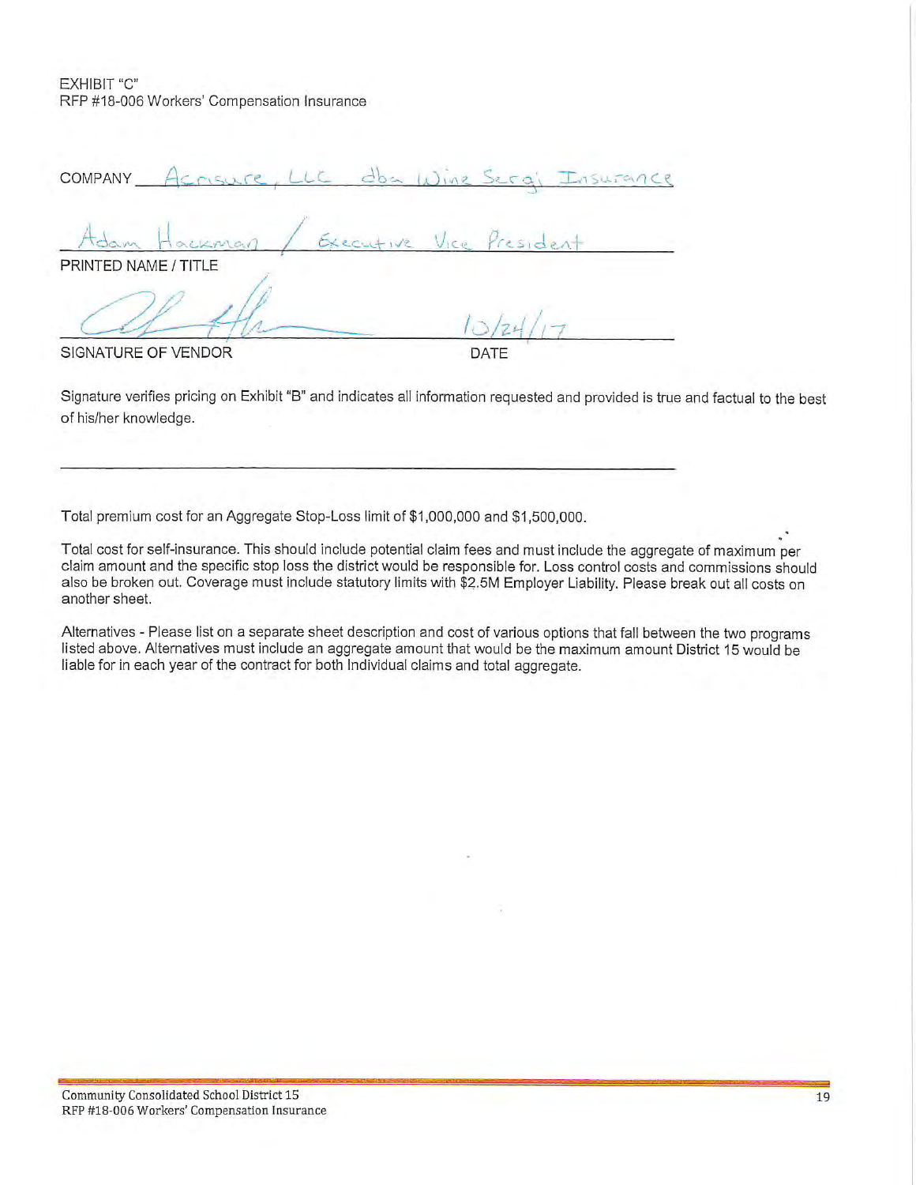EXHIBIT "C"
RFP #18-006 Workers' Compensation Insurance

COMPANY Acrisure, LLC dba Wine Sergi Insurance

Adam Hackman / Executive Vice President
PRINTED NAME / TITLE

[Signature]  10/24/17
SIGNATURE OF VENDOR  DATE

Signature verifies pricing on Exhibit "B" and indicates all information requested and provided is true and factual to the best of his/her knowledge.

---

Total premium cost for an Aggregate Stop-Loss limit of $1,000,000 and $1,500,000.

Total cost for self-insurance. This should include potential claim fees and must include the aggregate of maximum per claim amount and the specific stop loss the district would be responsible for. Loss control costs and commissions should also be broken out. Coverage must include statutory limits with $2.5M Employer Liability. Please break out all costs on another sheet.

Alternatives - Please list on a separate sheet description and cost of various options that fall between the two programs listed above. Alternatives must include an aggregate amount that would be the maximum amount District 15 would be liable for in each year of the contract for both Individual claims and total aggregate.